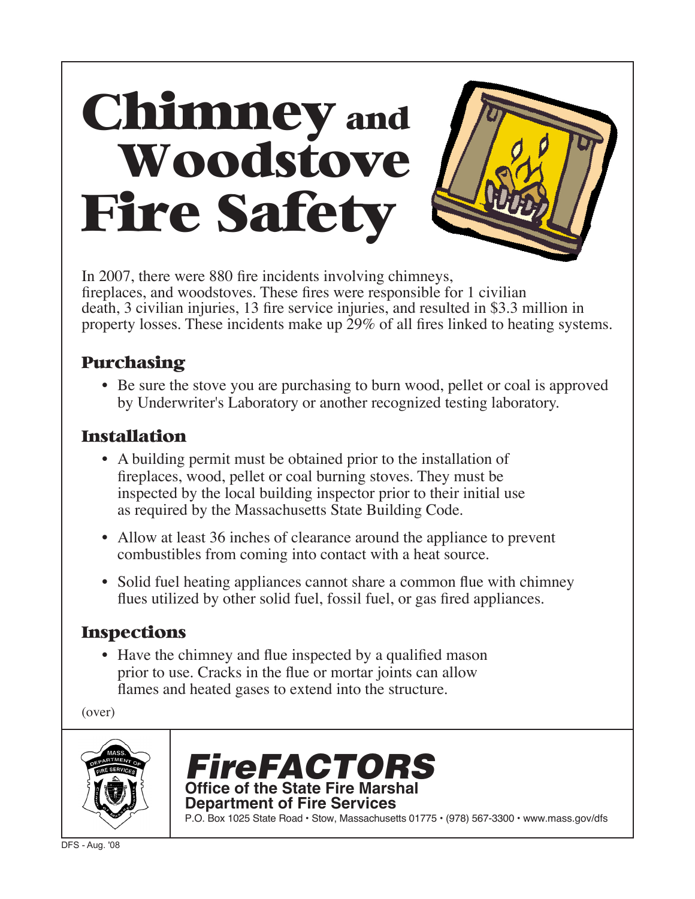# Chimney and Woodstove Fire Safety

In 2007, there were 880 fire incidents involving chimneys, fireplaces, and woodstoves. These fires were responsible for 1 civilian death, 3 civilian injuries, 13 fire service injuries, and resulted in $3.3 million in property losses. These incidents make up 29% of all fires linked to heating systems.

## Purchasing

- Be sure the stove you are purchasing to burn wood, pellet or coal is approved by Underwriter's Laboratory or another recognized testing laboratory.

## Installation

- A building permit must be obtained prior to the installation of fireplaces, wood, pellet or coal burning stoves. They must be inspected by the local building inspector prior to their initial use as required by the Massachusetts State Building Code.
- Allow at least 36 inches of clearance around the appliance to prevent combustibles from coming into contact with a heat source.
- Solid fuel heating appliances cannot share a common flue with chimney flues utilized by other solid fuel, fossil fuel, or gas fired appliances.

## Inspections

- Have the chimney and flue inspected by a qualified mason prior to use. Cracks in the flue or mortar joints can allow flames and heated gases to extend into the structure.

(over)

**FireFACTORS**
**Office of the State Fire Marshal**
**Department of Fire Services**
P.O. Box 1025 State Road • Stow, Massachusetts 01775 • (978) 567-3300 • www.mass.gov/dfs

DFS - Aug. '08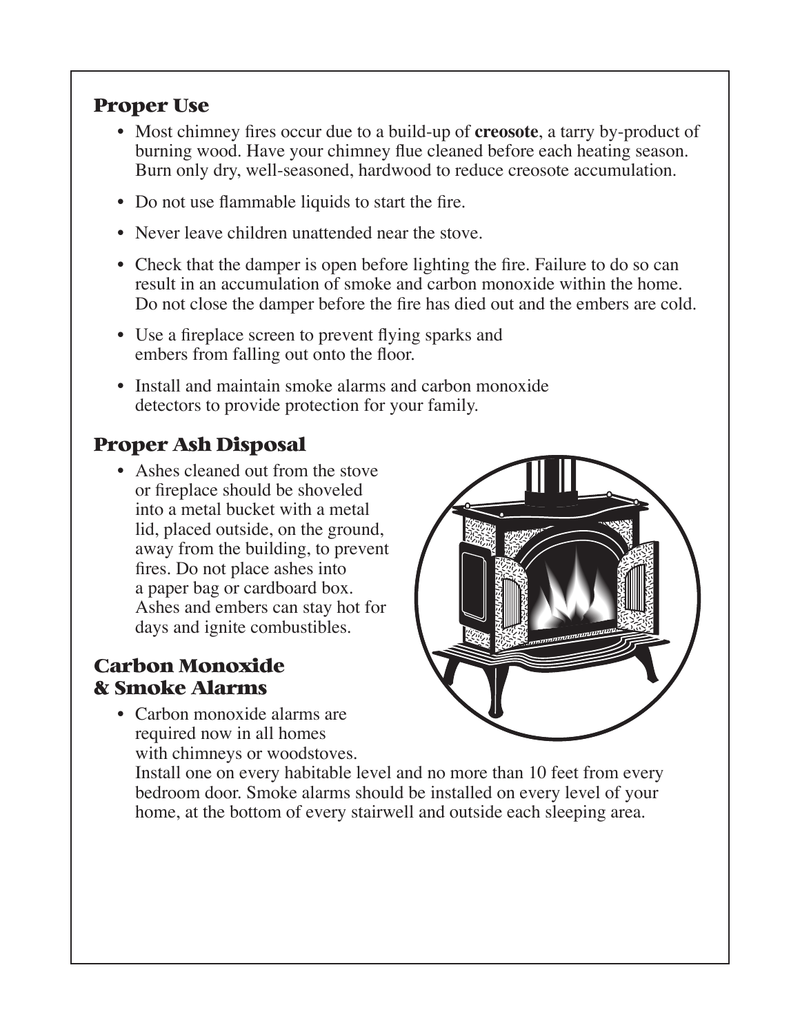## Proper Use

- Most chimney fires occur due to a build-up of **creosote**, a tarry by-product of burning wood. Have your chimney flue cleaned before each heating season. Burn only dry, well-seasoned, hardwood to reduce creosote accumulation.
- Do not use flammable liquids to start the fire.
- Never leave children unattended near the stove.
- Check that the damper is open before lighting the fire. Failure to do so can result in an accumulation of smoke and carbon monoxide within the home. Do not close the damper before the fire has died out and the embers are cold.
- Use a fireplace screen to prevent flying sparks and embers from falling out onto the floor.
- Install and maintain smoke alarms and carbon monoxide detectors to provide protection for your family.

## Proper Ash Disposal

- Ashes cleaned out from the stove or fireplace should be shoveled into a metal bucket with a metal lid, placed outside, on the ground, away from the building, to prevent fires. Do not place ashes into a paper bag or cardboard box. Ashes and embers can stay hot for days and ignite combustibles.

## Carbon Monoxide & Smoke Alarms

- Carbon monoxide alarms are required now in all homes with chimneys or woodstoves. Install one on every habitable level and no more than 10 feet from every bedroom door. Smoke alarms should be installed on every level of your home, at the bottom of every stairwell and outside each sleeping area.